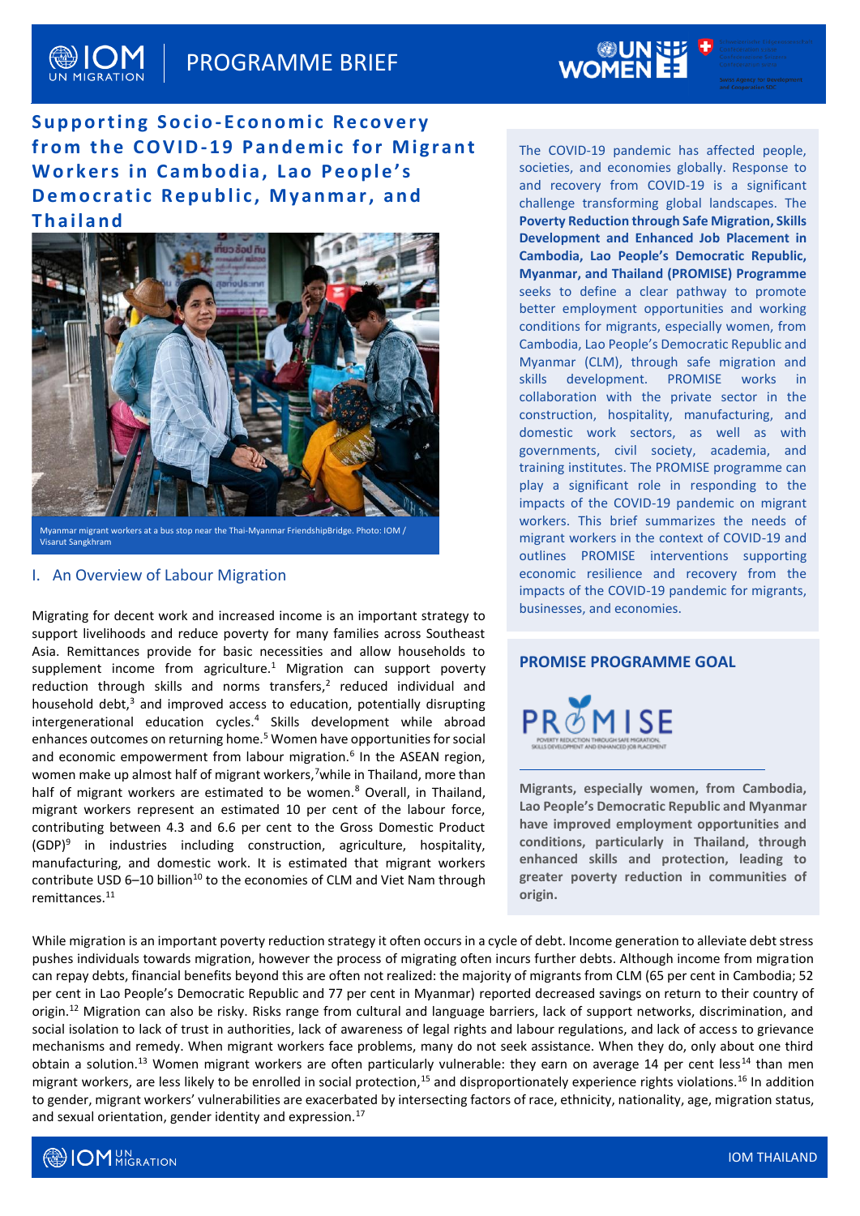PROGRAMME BRIEF

# Supporting Socio-Economic Recovery from the COVID-19 Pandemic for Migrant Workers in Cambodia, Lao People's Democratic Republic, Myanmar, and Thailand

Myanmar migrant workers at a bus stop near the Thai-Myanmar FriendshipBridge. Photo: IOM / Visarut Sangkhram

The COVID-19 pandemic has affected people, societies, and economies globally. Response to and recovery from COVID-19 is a significant challenge transforming global landscapes. The **Poverty Reduction through Safe Migration, Skills Development and Enhanced Job Placement in Cambodia, Lao People's Democratic Republic, Myanmar, and Thailand (PROMISE) Programme** seeks to define a clear pathway to promote better employment opportunities and working conditions for migrants, especially women, from Cambodia, Lao People's Democratic Republic and Myanmar (CLM), through safe migration and skills development. PROMISE works in collaboration with the private sector in the construction, hospitality, manufacturing, and domestic work sectors, as well as with governments, civil society, academia, and training institutes. The PROMISE programme can play a significant role in responding to the impacts of the COVID-19 pandemic on migrant workers. This brief summarizes the needs of migrant workers in the context of COVID-19 and outlines PROMISE interventions supporting economic resilience and recovery from the impacts of the COVID-19 pandemic for migrants, businesses, and economies.

## PROMISE PROGRAMME GOAL

**Migrants, especially women, from Cambodia, Lao People's Democratic Republic and Myanmar have improved employment opportunities and conditions, particularly in Thailand, through enhanced skills and protection, leading to greater poverty reduction in communities of origin.**

## I. An Overview of Labour Migration

Migrating for decent work and increased income is an important strategy to support livelihoods and reduce poverty for many families across Southeast Asia. Remittances provide for basic necessities and allow households to supplement income from agriculture.[1] Migration can support poverty reduction through skills and norms transfers,[2] reduced individual and household debt,[3] and improved access to education, potentially disrupting intergenerational education cycles.[4] Skills development while abroad enhances outcomes on returning home.[5] Women have opportunities for social and economic empowerment from labour migration.[6] In the ASEAN region, women make up almost half of migrant workers,[7] while in Thailand, more than half of migrant workers are estimated to be women.[8] Overall, in Thailand, migrant workers represent an estimated 10 per cent of the labour force, contributing between 4.3 and 6.6 per cent to the Gross Domestic Product (GDP)[9] in industries including construction, agriculture, hospitality, manufacturing, and domestic work. It is estimated that migrant workers contribute USD 6–10 billion[10] to the economies of CLM and Viet Nam through remittances.[11]

While migration is an important poverty reduction strategy it often occurs in a cycle of debt. Income generation to alleviate debt stress pushes individuals towards migration, however the process of migrating often incurs further debts. Although income from migration can repay debts, financial benefits beyond this are often not realized: the majority of migrants from CLM (65 per cent in Cambodia; 52 per cent in Lao People's Democratic Republic and 77 per cent in Myanmar) reported decreased savings on return to their country of origin.[12] Migration can also be risky. Risks range from cultural and language barriers, lack of support networks, discrimination, and social isolation to lack of trust in authorities, lack of awareness of legal rights and labour regulations, and lack of access to grievance mechanisms and remedy. When migrant workers face problems, many do not seek assistance. When they do, only about one third obtain a solution.[13] Women migrant workers are often particularly vulnerable: they earn on average 14 per cent less[14] than men migrant workers, are less likely to be enrolled in social protection,[15] and disproportionately experience rights violations.[16] In addition to gender, migrant workers' vulnerabilities are exacerbated by intersecting factors of race, ethnicity, nationality, age, migration status, and sexual orientation, gender identity and expression.[17]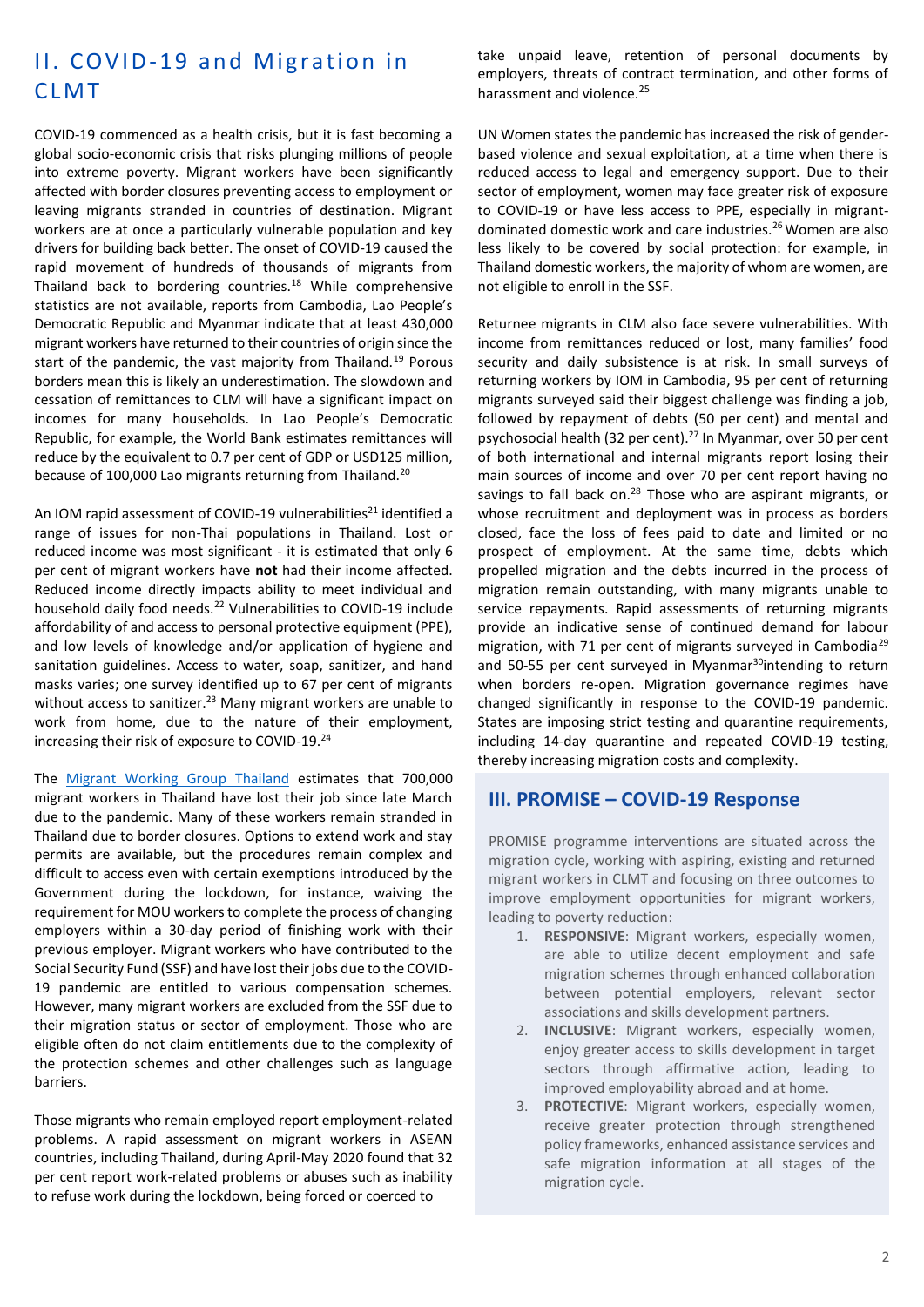## II. COVID-19 and Migration in CLMT

COVID-19 commenced as a health crisis, but it is fast becoming a global socio-economic crisis that risks plunging millions of people into extreme poverty. Migrant workers have been significantly affected with border closures preventing access to employment or leaving migrants stranded in countries of destination. Migrant workers are at once a particularly vulnerable population and key drivers for building back better. The onset of COVID-19 caused the rapid movement of hundreds of thousands of migrants from Thailand back to bordering countries.[18] While comprehensive statistics are not available, reports from Cambodia, Lao People's Democratic Republic and Myanmar indicate that at least 430,000 migrant workers have returned to their countries of origin since the start of the pandemic, the vast majority from Thailand.[19] Porous borders mean this is likely an underestimation. The slowdown and cessation of remittances to CLM will have a significant impact on incomes for many households. In Lao People's Democratic Republic, for example, the World Bank estimates remittances will reduce by the equivalent to 0.7 per cent of GDP or USD125 million, because of 100,000 Lao migrants returning from Thailand.[20]

An IOM rapid assessment of COVID-19 vulnerabilities[21] identified a range of issues for non-Thai populations in Thailand. Lost or reduced income was most significant - it is estimated that only 6 per cent of migrant workers have **not** had their income affected. Reduced income directly impacts ability to meet individual and household daily food needs.[22] Vulnerabilities to COVID-19 include affordability of and access to personal protective equipment (PPE), and low levels of knowledge and/or application of hygiene and sanitation guidelines. Access to water, soap, sanitizer, and hand masks varies; one survey identified up to 67 per cent of migrants without access to sanitizer.[23] Many migrant workers are unable to work from home, due to the nature of their employment, increasing their risk of exposure to COVID-19.[24]

The Migrant Working Group Thailand estimates that 700,000 migrant workers in Thailand have lost their job since late March due to the pandemic. Many of these workers remain stranded in Thailand due to border closures. Options to extend work and stay permits are available, but the procedures remain complex and difficult to access even with certain exemptions introduced by the Government during the lockdown, for instance, waiving the requirement for MOU workers to complete the process of changing employers within a 30-day period of finishing work with their previous employer. Migrant workers who have contributed to the Social Security Fund (SSF) and have lost their jobs due to the COVID-19 pandemic are entitled to various compensation schemes. However, many migrant workers are excluded from the SSF due to their migration status or sector of employment. Those who are eligible often do not claim entitlements due to the complexity of the protection schemes and other challenges such as language barriers.

Those migrants who remain employed report employment-related problems. A rapid assessment on migrant workers in ASEAN countries, including Thailand, during April-May 2020 found that 32 per cent report work-related problems or abuses such as inability to refuse work during the lockdown, being forced or coerced to take unpaid leave, retention of personal documents by employers, threats of contract termination, and other forms of harassment and violence.[25]

UN Women states the pandemic has increased the risk of gender-based violence and sexual exploitation, at a time when there is reduced access to legal and emergency support. Due to their sector of employment, women may face greater risk of exposure to COVID-19 or have less access to PPE, especially in migrant-dominated domestic work and care industries.[26] Women are also less likely to be covered by social protection: for example, in Thailand domestic workers, the majority of whom are women, are not eligible to enroll in the SSF.

Returnee migrants in CLM also face severe vulnerabilities. With income from remittances reduced or lost, many families' food security and daily subsistence is at risk. In small surveys of returning workers by IOM in Cambodia, 95 per cent of returning migrants surveyed said their biggest challenge was finding a job, followed by repayment of debts (50 per cent) and mental and psychosocial health (32 per cent).[27] In Myanmar, over 50 per cent of both international and internal migrants report losing their main sources of income and over 70 per cent report having no savings to fall back on.[28] Those who are aspirant migrants, or whose recruitment and deployment was in process as borders closed, face the loss of fees paid to date and limited or no prospect of employment. At the same time, debts which propelled migration and the debts incurred in the process of migration remain outstanding, with many migrants unable to service repayments. Rapid assessments of returning migrants provide an indicative sense of continued demand for labour migration, with 71 per cent of migrants surveyed in Cambodia[29] and 50-55 per cent surveyed in Myanmar[30] intending to return when borders re-open. Migration governance regimes have changed significantly in response to the COVID-19 pandemic. States are imposing strict testing and quarantine requirements, including 14-day quarantine and repeated COVID-19 testing, thereby increasing migration costs and complexity.

## III. PROMISE – COVID-19 Response

PROMISE programme interventions are situated across the migration cycle, working with aspiring, existing and returned migrant workers in CLMT and focusing on three outcomes to improve employment opportunities for migrant workers, leading to poverty reduction:

1. **RESPONSIVE**: Migrant workers, especially women, are able to utilize decent employment and safe migration schemes through enhanced collaboration between potential employers, relevant sector associations and skills development partners.
2. **INCLUSIVE**: Migrant workers, especially women, enjoy greater access to skills development in target sectors through affirmative action, leading to improved employability abroad and at home.
3. **PROTECTIVE**: Migrant workers, especially women, receive greater protection through strengthened policy frameworks, enhanced assistance services and safe migration information at all stages of the migration cycle.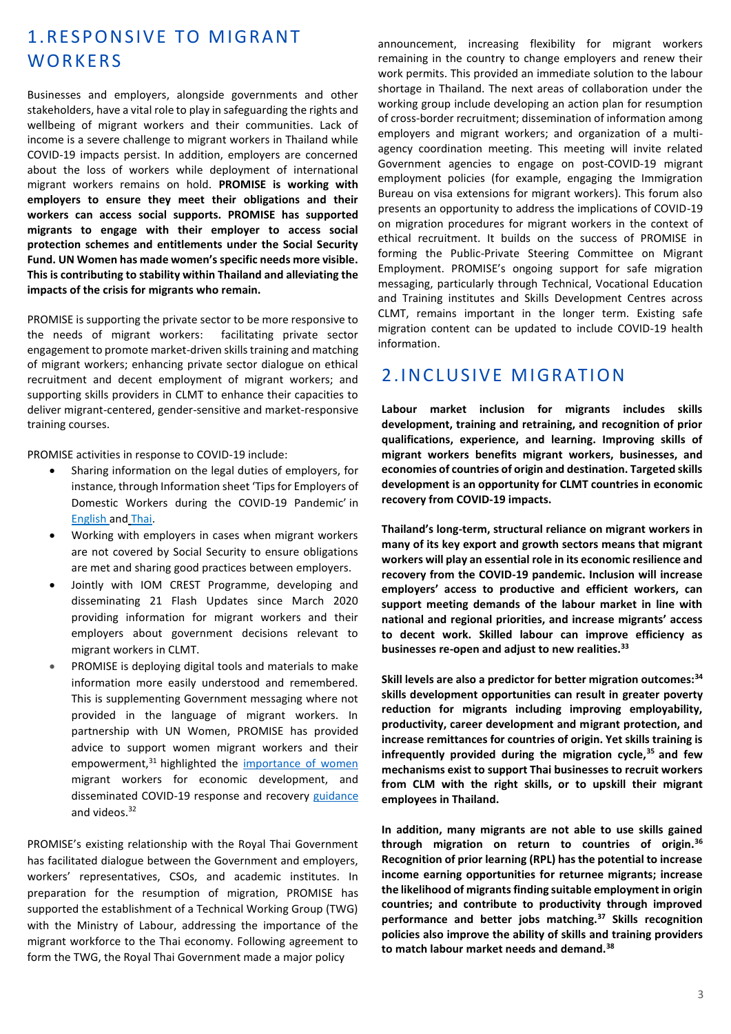# 1. RESPONSIVE TO MIGRANT WORKERS

Businesses and employers, alongside governments and other stakeholders, have a vital role to play in safeguarding the rights and wellbeing of migrant workers and their communities. Lack of income is a severe challenge to migrant workers in Thailand while COVID-19 impacts persist. In addition, employers are concerned about the loss of workers while deployment of international migrant workers remains on hold. **PROMISE is working with employers to ensure they meet their obligations and their workers can access social supports. PROMISE has supported migrants to engage with their employer to access social protection schemes and entitlements under the Social Security Fund. UN Women has made women's specific needs more visible. This is contributing to stability within Thailand and alleviating the impacts of the crisis for migrants who remain.**

PROMISE is supporting the private sector to be more responsive to the needs of migrant workers: facilitating private sector engagement to promote market-driven skills training and matching of migrant workers; enhancing private sector dialogue on ethical recruitment and decent employment of migrant workers; and supporting skills providers in CLMT to enhance their capacities to deliver migrant-centered, gender-sensitive and market-responsive training courses.

PROMISE activities in response to COVID-19 include:

- Sharing information on the legal duties of employers, for instance, through Information sheet 'Tips for Employers of Domestic Workers during the COVID-19 Pandemic' in English and Thai.
- Working with employers in cases when migrant workers are not covered by Social Security to ensure obligations are met and sharing good practices between employers.
- Jointly with IOM CREST Programme, developing and disseminating 21 Flash Updates since March 2020 providing information for migrant workers and their employers about government decisions relevant to migrant workers in CLMT.
- PROMISE is deploying digital tools and materials to make information more easily understood and remembered. This is supplementing Government messaging where not provided in the language of migrant workers. In partnership with UN Women, PROMISE has provided advice to support women migrant workers and their empowerment,[31] highlighted the importance of women migrant workers for economic development, and disseminated COVID-19 response and recovery guidance and videos.[32]

PROMISE's existing relationship with the Royal Thai Government has facilitated dialogue between the Government and employers, workers' representatives, CSOs, and academic institutes. In preparation for the resumption of migration, PROMISE has supported the establishment of a Technical Working Group (TWG) with the Ministry of Labour, addressing the importance of the migrant workforce to the Thai economy. Following agreement to form the TWG, the Royal Thai Government made a major policy announcement, increasing flexibility for migrant workers remaining in the country to change employers and renew their work permits. This provided an immediate solution to the labour shortage in Thailand. The next areas of collaboration under the working group include developing an action plan for resumption of cross-border recruitment; dissemination of information among employers and migrant workers; and organization of a multi-agency coordination meeting. This meeting will invite related Government agencies to engage on post-COVID-19 migrant employment policies (for example, engaging the Immigration Bureau on visa extensions for migrant workers). This forum also presents an opportunity to address the implications of COVID-19 on migration procedures for migrant workers in the context of ethical recruitment. It builds on the success of PROMISE in forming the Public-Private Steering Committee on Migrant Employment. PROMISE's ongoing support for safe migration messaging, particularly through Technical, Vocational Education and Training institutes and Skills Development Centres across CLMT, remains important in the longer term. Existing safe migration content can be updated to include COVID-19 health information.

# 2. INCLUSIVE MIGRATION

**Labour market inclusion for migrants includes skills development, training and retraining, and recognition of prior qualifications, experience, and learning. Improving skills of migrant workers benefits migrant workers, businesses, and economies of countries of origin and destination. Targeted skills development is an opportunity for CLMT countries in economic recovery from COVID-19 impacts.**

**Thailand's long-term, structural reliance on migrant workers in many of its key export and growth sectors means that migrant workers will play an essential role in its economic resilience and recovery from the COVID-19 pandemic. Inclusion will increase employers' access to productive and efficient workers, can support meeting demands of the labour market in line with national and regional priorities, and increase migrants' access to decent work. Skilled labour can improve efficiency as businesses re-open and adjust to new realities.[33]**

**Skill levels are also a predictor for better migration outcomes:[34] skills development opportunities can result in greater poverty reduction for migrants including improving employability, productivity, career development and migrant protection, and increase remittances for countries of origin. Yet skills training is infrequently provided during the migration cycle,[35] and few mechanisms exist to support Thai businesses to recruit workers from CLM with the right skills, or to upskill their migrant employees in Thailand.**

**In addition, many migrants are not able to use skills gained through migration on return to countries of origin.[36] Recognition of prior learning (RPL) has the potential to increase income earning opportunities for returnee migrants; increase the likelihood of migrants finding suitable employment in origin countries; and contribute to productivity through improved performance and better jobs matching.[37] Skills recognition policies also improve the ability of skills and training providers to match labour market needs and demand.[38]**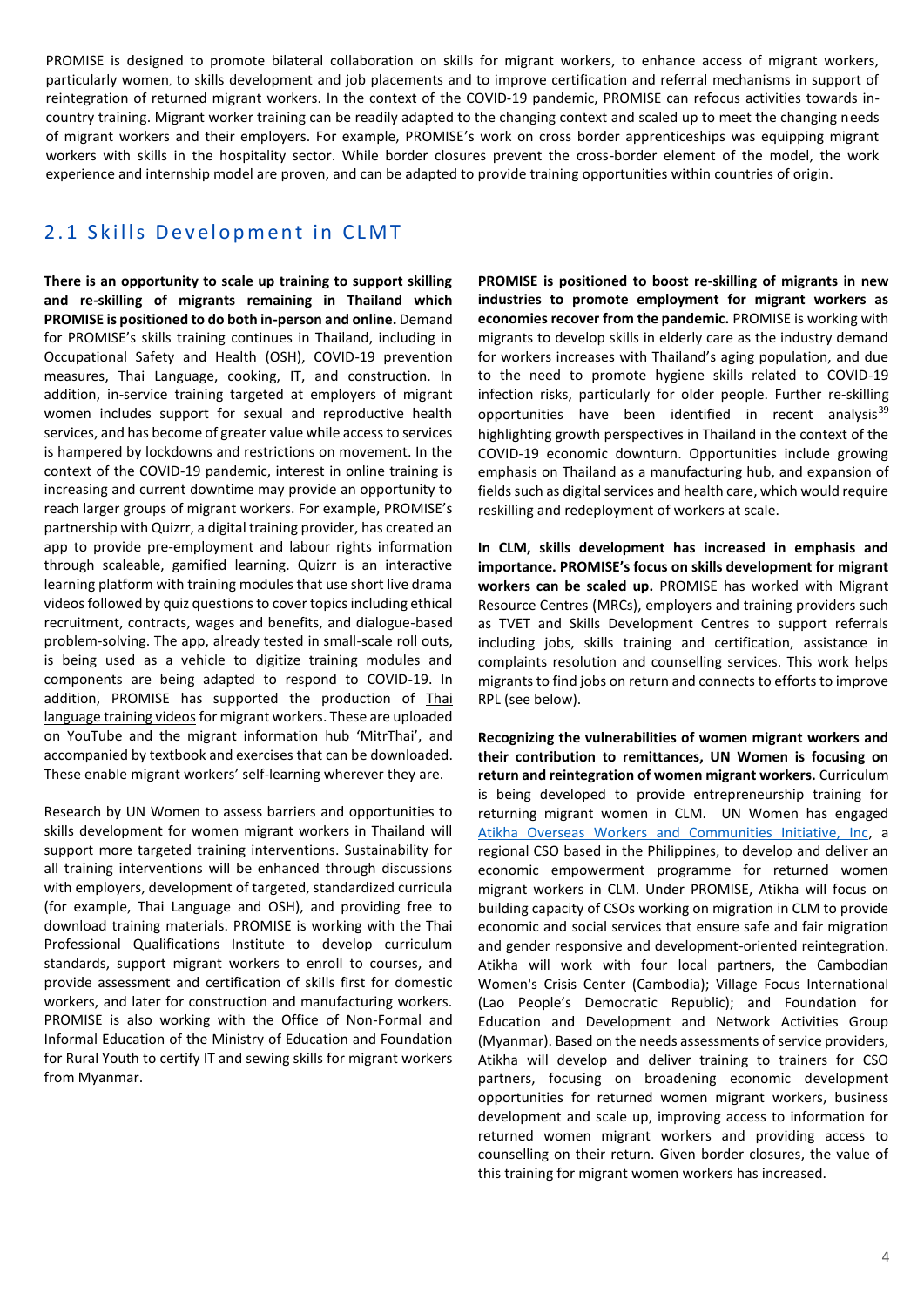PROMISE is designed to promote bilateral collaboration on skills for migrant workers, to enhance access of migrant workers, particularly women, to skills development and job placements and to improve certification and referral mechanisms in support of reintegration of returned migrant workers. In the context of the COVID-19 pandemic, PROMISE can refocus activities towards in-country training. Migrant worker training can be readily adapted to the changing context and scaled up to meet the changing needs of migrant workers and their employers. For example, PROMISE's work on cross border apprenticeships was equipping migrant workers with skills in the hospitality sector. While border closures prevent the cross-border element of the model, the work experience and internship model are proven, and can be adapted to provide training opportunities within countries of origin.

## 2.1 Skills Development in CLMT

**There is an opportunity to scale up training to support skilling and re-skilling of migrants remaining in Thailand which PROMISE is positioned to do both in-person and online.** Demand for PROMISE's skills training continues in Thailand, including in Occupational Safety and Health (OSH), COVID-19 prevention measures, Thai Language, cooking, IT, and construction. In addition, in-service training targeted at employers of migrant women includes support for sexual and reproductive health services, and has become of greater value while access to services is hampered by lockdowns and restrictions on movement. In the context of the COVID-19 pandemic, interest in online training is increasing and current downtime may provide an opportunity to reach larger groups of migrant workers. For example, PROMISE's partnership with Quizrr, a digital training provider, has created an app to provide pre-employment and labour rights information through scaleable, gamified learning. Quizrr is an interactive learning platform with training modules that use short live drama videos followed by quiz questions to cover topics including ethical recruitment, contracts, wages and benefits, and dialogue-based problem-solving. The app, already tested in small-scale roll outs, is being used as a vehicle to digitize training modules and components are being adapted to respond to COVID-19. In addition, PROMISE has supported the production of Thai language training videos for migrant workers. These are uploaded on YouTube and the migrant information hub 'MitrThai', and accompanied by textbook and exercises that can be downloaded. These enable migrant workers' self-learning wherever they are.

Research by UN Women to assess barriers and opportunities to skills development for women migrant workers in Thailand will support more targeted training interventions. Sustainability for all training interventions will be enhanced through discussions with employers, development of targeted, standardized curricula (for example, Thai Language and OSH), and providing free to download training materials. PROMISE is working with the Thai Professional Qualifications Institute to develop curriculum standards, support migrant workers to enroll to courses, and provide assessment and certification of skills first for domestic workers, and later for construction and manufacturing workers. PROMISE is also working with the Office of Non-Formal and Informal Education of the Ministry of Education and Foundation for Rural Youth to certify IT and sewing skills for migrant workers from Myanmar.

**PROMISE is positioned to boost re-skilling of migrants in new industries to promote employment for migrant workers as economies recover from the pandemic.** PROMISE is working with migrants to develop skills in elderly care as the industry demand for workers increases with Thailand's aging population, and due to the need to promote hygiene skills related to COVID-19 infection risks, particularly for older people. Further re-skilling opportunities have been identified in recent analysis[39] highlighting growth perspectives in Thailand in the context of the COVID-19 economic downturn. Opportunities include growing emphasis on Thailand as a manufacturing hub, and expansion of fields such as digital services and health care, which would require reskilling and redeployment of workers at scale.

**In CLM, skills development has increased in emphasis and importance. PROMISE's focus on skills development for migrant workers can be scaled up.** PROMISE has worked with Migrant Resource Centres (MRCs), employers and training providers such as TVET and Skills Development Centres to support referrals including jobs, skills training and certification, assistance in complaints resolution and counselling services. This work helps migrants to find jobs on return and connects to efforts to improve RPL (see below).

**Recognizing the vulnerabilities of women migrant workers and their contribution to remittances, UN Women is focusing on return and reintegration of women migrant workers.** Curriculum is being developed to provide entrepreneurship training for returning migrant women in CLM. UN Women has engaged Atikha Overseas Workers and Communities Initiative, Inc, a regional CSO based in the Philippines, to develop and deliver an economic empowerment programme for returned women migrant workers in CLM. Under PROMISE, Atikha will focus on building capacity of CSOs working on migration in CLM to provide economic and social services that ensure safe and fair migration and gender responsive and development-oriented reintegration. Atikha will work with four local partners, the Cambodian Women's Crisis Center (Cambodia); Village Focus International (Lao People's Democratic Republic); and Foundation for Education and Development and Network Activities Group (Myanmar). Based on the needs assessments of service providers, Atikha will develop and deliver training to trainers for CSO partners, focusing on broadening economic development opportunities for returned women migrant workers, business development and scale up, improving access to information for returned women migrant workers and providing access to counselling on their return. Given border closures, the value of this training for migrant women workers has increased.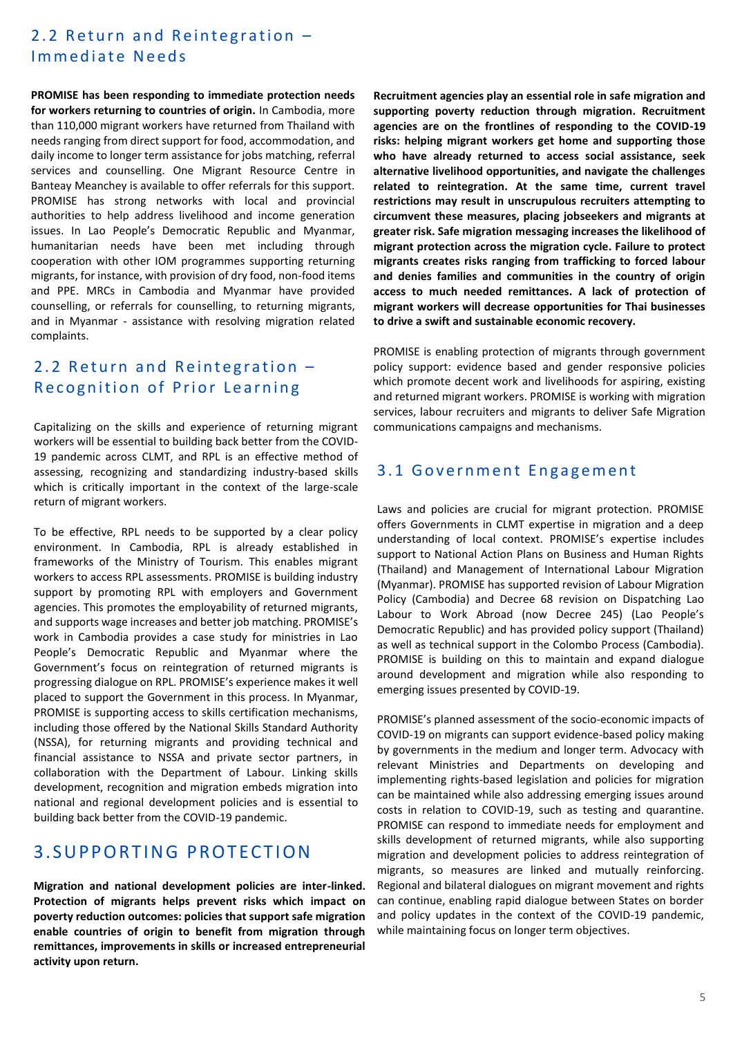## 2.2 Return and Reintegration – Immediate Needs

**PROMISE has been responding to immediate protection needs for workers returning to countries of origin.** In Cambodia, more than 110,000 migrant workers have returned from Thailand with needs ranging from direct support for food, accommodation, and daily income to longer term assistance for jobs matching, referral services and counselling. One Migrant Resource Centre in Banteay Meanchey is available to offer referrals for this support. PROMISE has strong networks with local and provincial authorities to help address livelihood and income generation issues. In Lao People's Democratic Republic and Myanmar, humanitarian needs have been met including through cooperation with other IOM programmes supporting returning migrants, for instance, with provision of dry food, non-food items and PPE. MRCs in Cambodia and Myanmar have provided counselling, or referrals for counselling, to returning migrants, and in Myanmar - assistance with resolving migration related complaints.

## 2.2 Return and Reintegration – Recognition of Prior Learning

Capitalizing on the skills and experience of returning migrant workers will be essential to building back better from the COVID-19 pandemic across CLMT, and RPL is an effective method of assessing, recognizing and standardizing industry-based skills which is critically important in the context of the large-scale return of migrant workers.

To be effective, RPL needs to be supported by a clear policy environment. In Cambodia, RPL is already established in frameworks of the Ministry of Tourism. This enables migrant workers to access RPL assessments. PROMISE is building industry support by promoting RPL with employers and Government agencies. This promotes the employability of returned migrants, and supports wage increases and better job matching. PROMISE's work in Cambodia provides a case study for ministries in Lao People's Democratic Republic and Myanmar where the Government's focus on reintegration of returned migrants is progressing dialogue on RPL. PROMISE's experience makes it well placed to support the Government in this process. In Myanmar, PROMISE is supporting access to skills certification mechanisms, including those offered by the National Skills Standard Authority (NSSA), for returning migrants and providing technical and financial assistance to NSSA and private sector partners, in collaboration with the Department of Labour. Linking skills development, recognition and migration embeds migration into national and regional development policies and is essential to building back better from the COVID-19 pandemic.

# 3. SUPPORTING PROTECTION

**Migration and national development policies are inter-linked. Protection of migrants helps prevent risks which impact on poverty reduction outcomes: policies that support safe migration enable countries of origin to benefit from migration through remittances, improvements in skills or increased entrepreneurial activity upon return.**

**Recruitment agencies play an essential role in safe migration and supporting poverty reduction through migration. Recruitment agencies are on the frontlines of responding to the COVID-19 risks: helping migrant workers get home and supporting those who have already returned to access social assistance, seek alternative livelihood opportunities, and navigate the challenges related to reintegration. At the same time, current travel restrictions may result in unscrupulous recruiters attempting to circumvent these measures, placing jobseekers and migrants at greater risk. Safe migration messaging increases the likelihood of migrant protection across the migration cycle. Failure to protect migrants creates risks ranging from trafficking to forced labour and denies families and communities in the country of origin access to much needed remittances. A lack of protection of migrant workers will decrease opportunities for Thai businesses to drive a swift and sustainable economic recovery.**

PROMISE is enabling protection of migrants through government policy support: evidence based and gender responsive policies which promote decent work and livelihoods for aspiring, existing and returned migrant workers. PROMISE is working with migration services, labour recruiters and migrants to deliver Safe Migration communications campaigns and mechanisms.

## 3.1 Government Engagement

Laws and policies are crucial for migrant protection. PROMISE offers Governments in CLMT expertise in migration and a deep understanding of local context. PROMISE's expertise includes support to National Action Plans on Business and Human Rights (Thailand) and Management of International Labour Migration (Myanmar). PROMISE has supported revision of Labour Migration Policy (Cambodia) and Decree 68 revision on Dispatching Lao Labour to Work Abroad (now Decree 245) (Lao People's Democratic Republic) and has provided policy support (Thailand) as well as technical support in the Colombo Process (Cambodia). PROMISE is building on this to maintain and expand dialogue around development and migration while also responding to emerging issues presented by COVID-19.

PROMISE's planned assessment of the socio-economic impacts of COVID-19 on migrants can support evidence-based policy making by governments in the medium and longer term. Advocacy with relevant Ministries and Departments on developing and implementing rights-based legislation and policies for migration can be maintained while also addressing emerging issues around costs in relation to COVID-19, such as testing and quarantine. PROMISE can respond to immediate needs for employment and skills development of returned migrants, while also supporting migration and development policies to address reintegration of migrants, so measures are linked and mutually reinforcing. Regional and bilateral dialogues on migrant movement and rights can continue, enabling rapid dialogue between States on border and policy updates in the context of the COVID-19 pandemic, while maintaining focus on longer term objectives.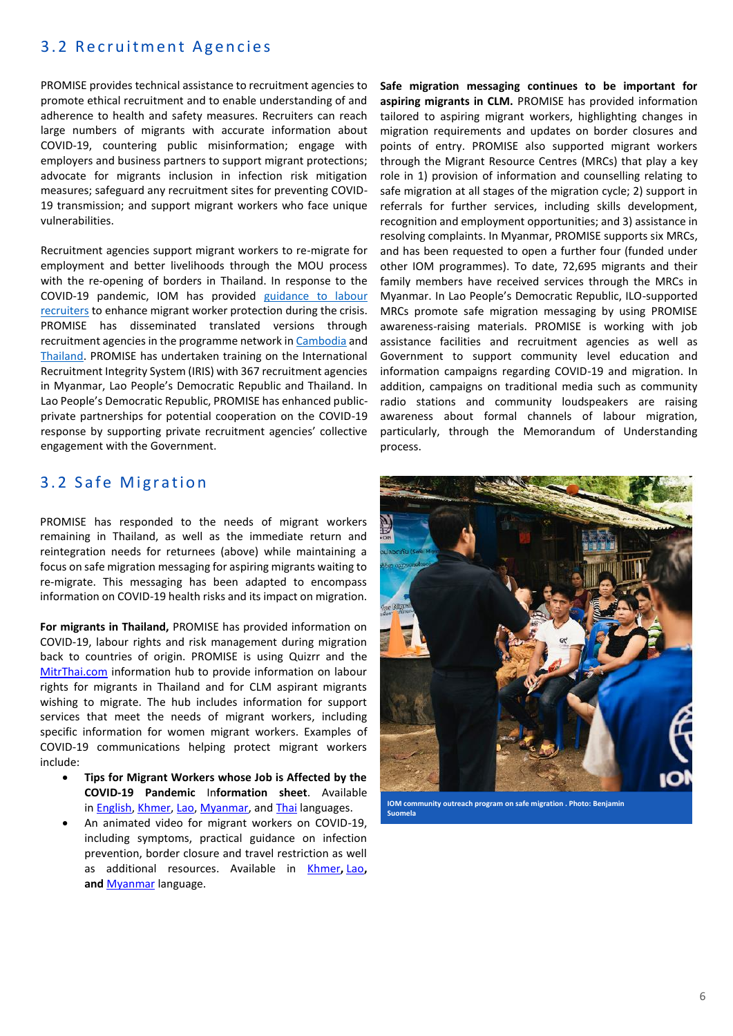## 3.2 Recruitment Agencies

PROMISE provides technical assistance to recruitment agencies to promote ethical recruitment and to enable understanding of and adherence to health and safety measures. Recruiters can reach large numbers of migrants with accurate information about COVID-19, countering public misinformation; engage with employers and business partners to support migrant protections; advocate for migrants inclusion in infection risk mitigation measures; safeguard any recruitment sites for preventing COVID-19 transmission; and support migrant workers who face unique vulnerabilities.

Recruitment agencies support migrant workers to re-migrate for employment and better livelihoods through the MOU process with the re-opening of borders in Thailand. In response to the COVID-19 pandemic, IOM has provided guidance to labour recruiters to enhance migrant worker protection during the crisis. PROMISE has disseminated translated versions through recruitment agencies in the programme network in Cambodia and Thailand. PROMISE has undertaken training on the International Recruitment Integrity System (IRIS) with 367 recruitment agencies in Myanmar, Lao People's Democratic Republic and Thailand. In Lao People's Democratic Republic, PROMISE has enhanced public-private partnerships for potential cooperation on the COVID-19 response by supporting private recruitment agencies' collective engagement with the Government.

## 3.2 Safe Migration

PROMISE has responded to the needs of migrant workers remaining in Thailand, as well as the immediate return and reintegration needs for returnees (above) while maintaining a focus on safe migration messaging for aspiring migrants waiting to re-migrate. This messaging has been adapted to encompass information on COVID-19 health risks and its impact on migration.

**For migrants in Thailand,** PROMISE has provided information on COVID-19, labour rights and risk management during migration back to countries of origin. PROMISE is using Quizrr and the MitrThai.com information hub to provide information on labour rights for migrants in Thailand and for CLM aspirant migrants wishing to migrate. The hub includes information for support services that meet the needs of migrant workers, including specific information for women migrant workers. Examples of COVID-19 communications helping protect migrant workers include:

- **Tips for Migrant Workers whose Job is Affected by the COVID-19 Pandemic** In**formation sheet**. Available in English, Khmer, Lao, Myanmar, and Thai languages.
- An animated video for migrant workers on COVID-19, including symptoms, practical guidance on infection prevention, border closure and travel restriction as well as additional resources. Available in Khmer**,** Lao**, and** Myanmar language.

**Safe migration messaging continues to be important for aspiring migrants in CLM.** PROMISE has provided information tailored to aspiring migrant workers, highlighting changes in migration requirements and updates on border closures and points of entry. PROMISE also supported migrant workers through the Migrant Resource Centres (MRCs) that play a key role in 1) provision of information and counselling relating to safe migration at all stages of the migration cycle; 2) support in referrals for further services, including skills development, recognition and employment opportunities; and 3) assistance in resolving complaints. In Myanmar, PROMISE supports six MRCs, and has been requested to open a further four (funded under other IOM programmes). To date, 72,695 migrants and their family members have received services through the MRCs in Myanmar. In Lao People's Democratic Republic, ILO-supported MRCs promote safe migration messaging by using PROMISE awareness-raising materials. PROMISE is working with job assistance facilities and recruitment agencies as well as Government to support community level education and information campaigns regarding COVID-19 and migration. In addition, campaigns on traditional media such as community radio stations and community loudspeakers are raising awareness about formal channels of labour migration, particularly, through the Memorandum of Understanding process.

IOM community outreach program on safe migration . Photo: Benjamin Suomela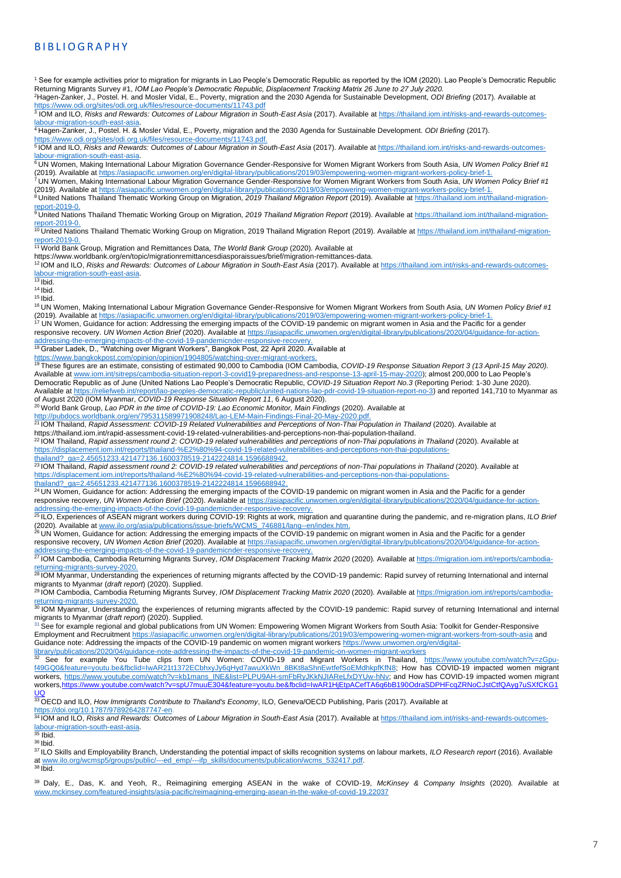# BIBLIOGRAPHY

[1] See for example activities prior to migration for migrants in Lao People's Democratic Republic as reported by the IOM (2020). Lao People's Democratic Republic Returning Migrants Survey #1, *IOM Lao People's Democratic Republic, Displacement Tracking Matrix 26 June to 27 July 2020.*

[2] Hagen-Zanker, J., Postel. H. and Mosler Vidal, E., Poverty, migration and the 2030 Agenda for Sustainable Development, *ODI Briefing* (2017). Available at https://www.odi.org/sites/odi.org.uk/files/resource-documents/11743.pdf

[3] IOM and ILO, *Risks and Rewards: Outcomes of Labour Migration in South-East Asia* (2017). Available at https://thailand.iom.int/risks-and-rewards-outcomes-labour-migration-south-east-asia.

[4] Hagen-Zanker, J., Postel. H. & Mosler Vidal, E., Poverty, migration and the 2030 Agenda for Sustainable Development. *ODI Briefing* (2017). https://www.odi.org/sites/odi.org.uk/files/resource-documents/11743.pdf.

[5] IOM and ILO, *Risks and Rewards: Outcomes of Labour Migration in South-East Asia* (2017). Available at https://thailand.iom.int/risks-and-rewards-outcomes-labour-migration-south-east-asia.

[6] UN Women, Making International Labour Migration Governance Gender-Responsive for Women Migrant Workers from South Asia, *UN Women Policy Brief #1* (2019). Available at https://asiapacific.unwomen.org/en/digital-library/publications/2019/03/empowering-women-migrant-workers-policy-brief-1.

[7] UN Women, Making International Labour Migration Governance Gender-Responsive for Women Migrant Workers from South Asia, *UN Women Policy Brief #1* (2019). Available at https://asiapacific.unwomen.org/en/digital-library/publications/2019/03/empowering-women-migrant-workers-policy-brief-1.

[8] United Nations Thailand Thematic Working Group on Migration, *2019 Thailand Migration Report* (2019). Available at https://thailand.iom.int/thailand-migration-report-2019-0.

[9] United Nations Thailand Thematic Working Group on Migration, *2019 Thailand Migration Report* (2019). Available at https://thailand.iom.int/thailand-migration-report-2019-0.

[10] United Nations Thailand Thematic Working Group on Migration, 2019 Thailand Migration Report (2019). Available at https://thailand.iom.int/thailand-migration-report-2019-0.

[11] World Bank Group, Migration and Remittances Data, *The World Bank Group* (2020). Available at https://www.worldbank.org/en/topic/migrationremittancesdiasporaissues/brief/migration-remittances-data.

[12] IOM and ILO, *Risks and Rewards: Outcomes of Labour Migration in South-East Asia* (2017). Available at https://thailand.iom.int/risks-and-rewards-outcomes-labour-migration-south-east-asia.

[13] Ibid.

[14] Ibid.

[15] Ibid.

[16] UN Women, Making International Labour Migration Governance Gender-Responsive for Women Migrant Workers from South Asia, *UN Women Policy Brief #1* (2019). Available at https://asiapacific.unwomen.org/en/digital-library/publications/2019/03/empowering-women-migrant-workers-policy-brief-1.

[17] UN Women, Guidance for action: Addressing the emerging impacts of the COVID-19 pandemic on migrant women in Asia and the Pacific for a gender responsive recovery. *UN Women Action Brief* (2020). Available at https://asiapacific.unwomen.org/en/digital-library/publications/2020/04/guidance-for-action-addressing-the-emerging-impacts-of-the-covid-19-pandemicnder-responsive-recovery.

[18] Graber Ladek, D., "Watching over Migrant Workers", Bangkok Post, 22 April 2020. Available at https://www.bangkokpost.com/opinion/opinion/1904805/watching-over-migrant-workers.

[19] These figures are an estimate, consisting of estimated 90,000 to Cambodia (IOM Cambodia, *COVID-19 Response Situation Report 3 (13 April-15 May 2020)*. Available at www.iom.int/sitreps/cambodia-situation-report-3-covid19-preparedness-and-response-13-april-15-may-2020); almost 200,000 to Lao People's Democratic Republic as of June (United Nations Lao People's Democratic Republic, *COVID-19 Situation Report No.3* (Reporting Period: 1-30 June 2020). Available at https://reliefweb.int/report/lao-peoples-democratic-republic/united-nations-lao-pdr-covid-19-situation-report-no-3) and reported 141,710 to Myanmar as of August 2020 (IOM Myanmar, *COVID-19 Response Situation Report 11*, 6 August 2020).

[20] World Bank Group, *Lao PDR in the time of COVID-19: Lao Economic Monitor, Main Findings* (2020). Available at http://pubdocs.worldbank.org/en/795311589971908248/Lao-LEM-Main-Findings-Final-20-May-2020.pdf.

[21] IOM Thailand, *Rapid Assessment: COVID-19 Related Vulnerabilities and Perceptions of Non-Thai Population in Thailand* (2020). Available at https://thailand.iom.int/rapid-assessment-covid-19-related-vulnerabilities-and-perceptions-non-thai-population-thailand.

[22] IOM Thailand, *Rapid assessment round 2: COVID-19 related vulnerabilities and perceptions of non-Thai populations in Thailand* (2020). Available at https://displacement.iom.int/reports/thailand-%E2%80%94-covid-19-related-vulnerabilities-and-perceptions-non-thai-populations-thailand?_ga=2.45651233.421477136.1600378519-2142224814.1596688942.

[23] IOM Thailand, *Rapid assessment round 2: COVID-19 related vulnerabilities and perceptions of non-Thai populations in Thailand* (2020). Available at https://displacement.iom.int/reports/thailand-%E2%80%94-covid-19-related-vulnerabilities-and-perceptions-non-thai-populations-thailand?_ga=2.45651233.421477136.1600378519-2142224814.1596688942.

[24] UN Women, Guidance for action: Addressing the emerging impacts of the COVID-19 pandemic on migrant women in Asia and the Pacific for a gender responsive recovery, *UN Women Action Brief* (2020). Available at https://asiapacific.unwomen.org/en/digital-library/publications/2020/04/guidance-for-action-addressing-the-emerging-impacts-of-the-covid-19-pandemicnder-responsive-recovery.

[25] ILO, Experiences of ASEAN migrant workers during COVID-19: Rights at work, migration and quarantine during the pandemic, and re-migration plans, *ILO Brief* (2020). Available at www.ilo.org/asia/publications/issue-briefs/WCMS_746881/lang--en/index.htm.

[26] UN Women, Guidance for action: Addressing the emerging impacts of the COVID-19 pandemic on migrant women in Asia and the Pacific for a gender responsive recovery, *UN Women Action Brief* (2020). Available at https://asiapacific.unwomen.org/en/digital-library/publications/2020/04/guidance-for-action-addressing-the-emerging-impacts-of-the-covid-19-pandemicnder-responsive-recovery.

[27] IOM Cambodia, Cambodia Returning Migrants Survey, *IOM Displacement Tracking Matrix 2020* (2020). Available at https://migration.iom.int/reports/cambodia-returning-migrants-survey-2020.

[28] IOM Myanmar, Understanding the experiences of returning migrants affected by the COVID-19 pandemic: Rapid survey of returning International and internal migrants to Myanmar (*draft report*) (2020). Supplied.

[29] IOM Cambodia, Cambodia Returning Migrants Survey, *IOM Displacement Tracking Matrix 2020* (2020). Available at https://migration.iom.int/reports/cambodia-returning-migrants-survey-2020.

[30] IOM Myanmar, Understanding the experiences of returning migrants affected by the COVID-19 pandemic: Rapid survey of returning International and internal migrants to Myanmar (*draft report*) (2020). Supplied.

[31] See for example regional and global publications from UN Women: Empowering Women Migrant Workers from South Asia: Toolkit for Gender-Responsive Employment and Recruitment https://asiapacific.unwomen.org/en/digital-library/publications/2019/03/empowering-women-migrant-workers-from-south-asia and Guidance note: Addressing the impacts of the COVID-19 pandemic on women migrant workers https://www.unwomen.org/en/digital-library/publications/2020/04/guidance-note-addressing-the-impacts-of-the-covid-19-pandemic-on-women-migrant-workers

[32] See for example You Tube clips from UN Women: COVID-19 and Migrant Workers in Thailand, https://www.youtube.com/watch?v=zGpu-f49GQ0&feature=youtu.be&fbclid=IwAR21t1372ECbhxyJy6qHyd7awuXkWn_8BKt8aShnEwtfefSoEMdhkpfKfN8; How has COVID-19 impacted women migrant workers, https://www.youtube.com/watch?v=kb1mans_INE&list=PLPU9AH-smFbRyJKkNJIAReLfxDYUw-hNv; and How has COVID-19 impacted women migrant workers,https://www.youtube.com/watch?v=spU7muuE304&feature=youtu.be&fbclid=IwAR1HjEtpACefTA6q6bB190OdraSDPHFcqZRNoCJstCtfQAyg7uSXfCKG1UQ

[33] OECD and ILO, *How Immigrants Contribute to Thailand's Economy*, ILO, Geneva/OECD Publishing, Paris (2017). Available at https://doi.org/10.1787/9789264287747-en.

[34] IOM and ILO, *Risks and Rewards: Outcomes of Labour Migration in South-East Asia* (2017). Available at https://thailand.iom.int/risks-and-rewards-outcomes-labour-migration-south-east-asia.

[35] Ibid.

[36] Ibid.

[37] ILO Skills and Employability Branch, Understanding the potential impact of skills recognition systems on labour markets, *ILO Research report* (2016). Available at www.ilo.org/wcmsp5/groups/public/---ed_emp/---ifp_skills/documents/publication/wcms_532417.pdf.

[38] Ibid.

[39] Daly, E., Das, K. and Yeoh, R., Reimagining emerging ASEAN in the wake of COVID-19, *McKinsey & Company Insights* (2020). Available at www.mckinsey.com/featured-insights/asia-pacific/reimagining-emerging-asean-in-the-wake-of-covid-19.22037